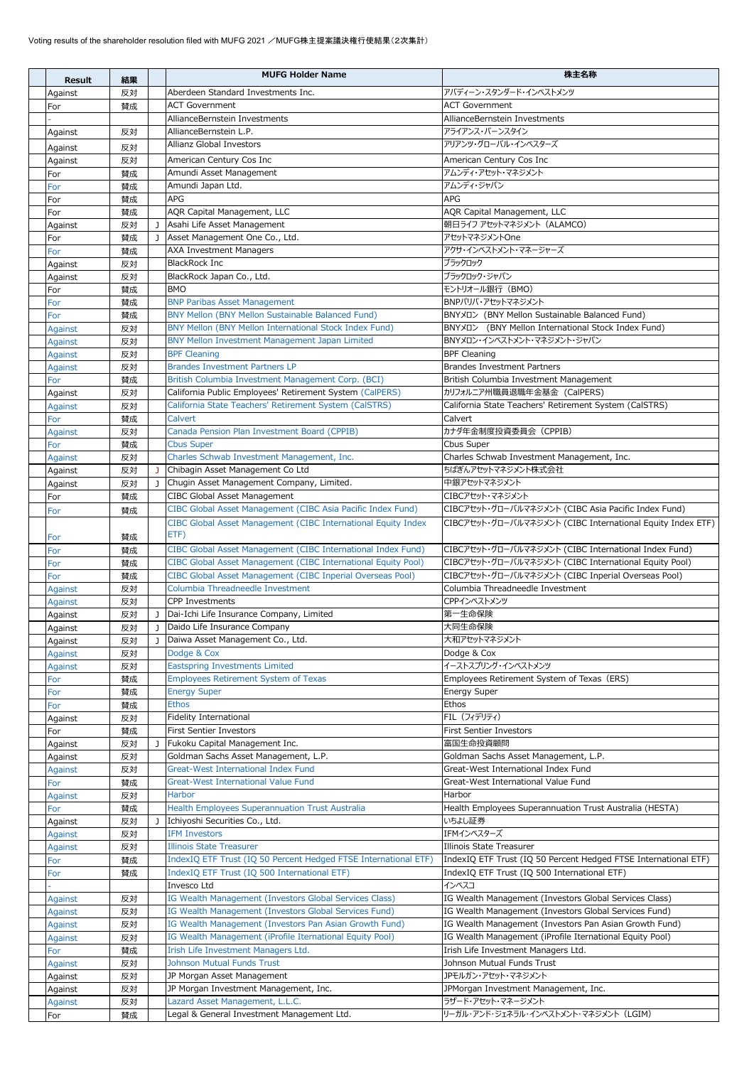Voting results of the shareholder resolution filed with MUFG 2021 ／MUFG株主提案議決権行使結果（2次集計）

| Result | 結果 | | MUFG Holder Name | 株主名称 |
|---|---|---|---|---|
| Against | 反対 | | Aberdeen Standard Investments Inc. | アバディーン・スタンダード・インベストメンツ |
| For | 賛成 | | ACT Government | ACT Government |
| - | | | AllianceBernstein Investments | AllianceBernstein Investments |
| Against | 反対 | | AllianceBernstein L.P. | アライアンス・バーンスタイン |
| Against | 反対 | | Allianz Global Investors | アリアンツ・グローバル・インベスターズ |
| Against | 反対 | | American Century Cos Inc | American Century Cos Inc |
| For | 賛成 | | Amundi Asset Management | アムンディ・アセット・マネジメント |
| For | 賛成 | | Amundi Japan Ltd. | アムンディ・ジャパン |
| For | 賛成 | | APG | APG |
| For | 賛成 | | AQR Capital Management, LLC | AQR Capital Management, LLC |
| Against | 反対 | J | Asahi Life Asset Management | 朝日ライフ アセットマネジメント（ALAMCO） |
| For | 賛成 | J | Asset Management One Co., Ltd. | アセットマネジメントOne |
| For | 賛成 | | AXA Investment Managers | アクサ・インベストメント・マネージャーズ |
| Against | 反対 | | BlackRock Inc | ブラックロック |
| Against | 反対 | | BlackRock Japan Co., Ltd. | ブラックロック・ジャパン |
| For | 賛成 | | BMO | モントリオール銀行（BMO） |
| For | 賛成 | | BNP Paribas Asset Management | BNPパリバ・アセットマネジメント |
| For | 賛成 | | BNY Mellon (BNY Mellon Sustainable Balanced Fund) | BNYメロン（BNY Mellon Sustainable Balanced Fund） |
| Against | 反対 | | BNY Mellon (BNY Mellon International Stock Index Fund) | BNYメロン （BNY Mellon International Stock Index Fund） |
| Against | 反対 | | BNY Mellon Investment Management Japan Limited | BNYメロン・インベストメント・マネジメント・ジャパン |
| Against | 反対 | | BPF Cleaning | BPF Cleaning |
| Against | 反対 | | Brandes Investment Partners LP | Brandes Investment Partners |
| For | 賛成 | | British Columbia Investment Management Corp. (BCI) | British Columbia Investment Management |
| Against | 反対 | | California Public Employees' Retirement System (CalPERS) | カリフォルニア州職員退職年金基金（CalPERS） |
| Against | 反対 | | California State Teachers' Retirement System (CalSTRS) | California State Teachers' Retirement System (CalSTRS) |
| For | 賛成 | | Calvert | Calvert |
| Against | 反対 | | Canada Pension Plan Investment Board (CPPIB) | カナダ年金制度投資委員会（CPPIB） |
| For | 賛成 | | Cbus Super | Cbus Super |
| Against | 反対 | | Charles Schwab Investment Management, Inc. | Charles Schwab Investment Management, Inc. |
| Against | 反対 | J | Chibagin Asset Management Co Ltd | ちばぎんアセットマネジメント株式会社 |
| Against | 反対 | J | Chugin Asset Management Company, Limited. | 中銀アセットマネジメント |
| For | 賛成 | | CIBC Global Asset Management | CIBCアセット・マネジメント |
| For | 賛成 | | CIBC Global Asset Management (CIBC Asia Pacific Index Fund) | CIBCアセット・グローバルマネジメント (CIBC Asia Pacific Index Fund) |
| For | 賛成 | | CIBC Global Asset Management (CIBC International Equity Index ETF) | CIBCアセット・グローバルマネジメント (CIBC International Equity Index ETF) |
| For | 賛成 | | CIBC Global Asset Management (CIBC International Index Fund) | CIBCアセット・グローバルマネジメント (CIBC International Index Fund) |
| For | 賛成 | | CIBC Global Asset Management (CIBC International Equity Pool) | CIBCアセット・グローバルマネジメント (CIBC International Equity Pool) |
| For | 賛成 | | CIBC Global Asset Management (CIBC Inperial Overseas Pool) | CIBCアセット・グローバルマネジメント (CIBC Inperial Overseas Pool) |
| Against | 反対 | | Columbia Threadneedle Investment | Columbia Threadneedle Investment |
| Against | 反対 | | CPP Investments | CPPインベストメンツ |
| Against | 反対 | J | Dai-Ichi Life Insurance Company, Limited | 第一生命保険 |
| Against | 反対 | J | Daido Life Insurance Company | 大同生命保険 |
| Against | 反対 | J | Daiwa Asset Management Co., Ltd. | 大和アセットマネジメント |
| Against | 反対 | | Dodge & Cox | Dodge & Cox |
| Against | 反対 | | Eastspring Investments Limited | イーストスプリング・インベストメンツ |
| For | 賛成 | | Employees Retirement System of Texas | Employees Retirement System of Texas（ERS） |
| For | 賛成 | | Energy Super | Energy Super |
| For | 賛成 | | Ethos | Ethos |
| Against | 反対 | | Fidelity International | FIL（フィデリティ） |
| For | 賛成 | | First Sentier Investors | First Sentier Investors |
| Against | 反対 | J | Fukoku Capital Management Inc. | 富国生命投資顧問 |
| Against | 反対 | | Goldman Sachs Asset Management, L.P. | Goldman Sachs Asset Management, L.P. |
| Against | 反対 | | Great-West International Index Fund | Great-West International Index Fund |
| For | 賛成 | | Great-West International Value Fund | Great-West International Value Fund |
| Against | 反対 | | Harbor | Harbor |
| For | 賛成 | | Health Employees Superannuation Trust Australia | Health Employees Superannuation Trust Australia (HESTA) |
| Against | 反対 | J | Ichiyoshi Securities Co., Ltd. | いちよし証券 |
| Against | 反対 | | IFM Investors | IFMインベスターズ |
| Against | 反対 | | Illinois State Treasurer | Illinois State Treasurer |
| For | 賛成 | | IndexIQ ETF Trust (IQ 50 Percent Hedged FTSE International ETF) | IndexIQ ETF Trust (IQ 50 Percent Hedged FTSE International ETF) |
| For | 賛成 | | IndexIQ ETF Trust (IQ 500 International ETF) | IndexIQ ETF Trust (IQ 500 International ETF) |
| - | | | Invesco Ltd | インベスコ |
| Against | 反対 | | IG Wealth Management (Investors Global Services Class) | IG Wealth Management (Investors Global Services Class) |
| Against | 反対 | | IG Wealth Management (Investors Global Services Fund) | IG Wealth Management (Investors Global Services Fund) |
| Against | 反対 | | IG Wealth Management (Investors Pan Asian Growth Fund) | IG Wealth Management (Investors Pan Asian Growth Fund) |
| Against | 反対 | | IG Wealth Management (iProfile Iternational Equity Pool) | IG Wealth Management (iProfile Iternational Equity Pool) |
| For | 賛成 | | Irish Life Investment Managers Ltd. | Irish Life Investment Managers Ltd. |
| Against | 反対 | | Johnson Mutual Funds Trust | Johnson Mutual Funds Trust |
| Against | 反対 | | JP Morgan Asset Management | JPモルガン・アセット・マネジメント |
| Against | 反対 | | JP Morgan Investment Management, Inc. | JPMorgan Investment Management, Inc. |
| Against | 反対 | | Lazard Asset Management, L.L.C. | ラザード・アセット・マネージメント |
| For | 賛成 | | Legal & General Investment Management Ltd. | リーガル・アンド・ジェネラル・インベストメント・マネジメント（LGIM） |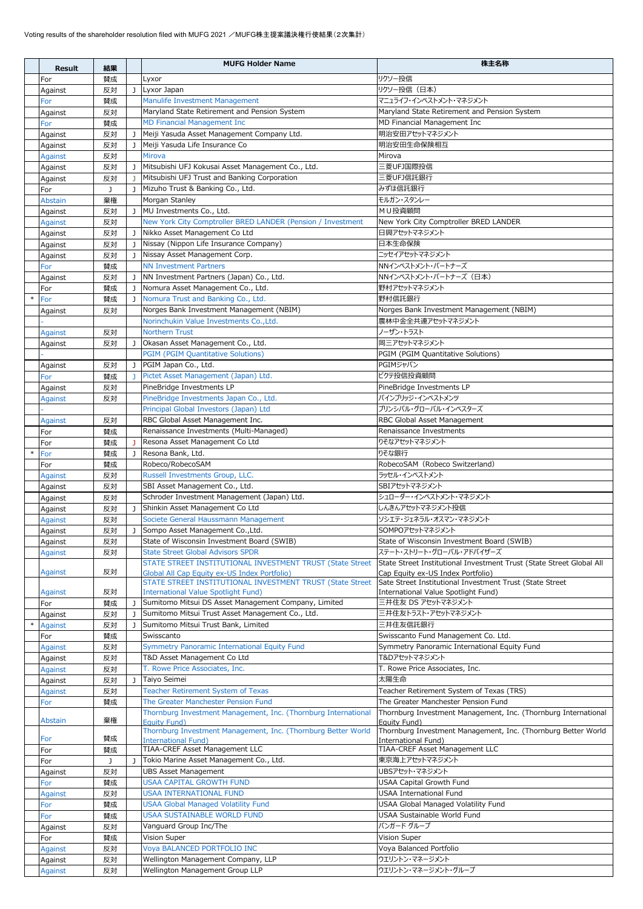Voting results of the shareholder resolution filed with MUFG 2021 ／MUFG株主提案議決権行使結果（2次集計）

| | Result | 結果 | | MUFG Holder Name | 株主名称 |
|---|---|---|---|---|---|
| | For | 賛成 | | Lyxor | リクソー投信 |
| | Against | 反対 | J | Lyxor Japan | リクソー投信（日本） |
| | For | 賛成 | | Manulife Investment Management | マニュライフ・インベストメント・マネジメント |
| | Against | 反対 | | Maryland State Retirement and Pension System | Maryland State Retirement and Pension System |
| | For | 賛成 | | MD Financial Management Inc | MD Financial Management Inc |
| | Against | 反対 | J | Meiji Yasuda Asset Management Company Ltd. | 明治安田アセットマネジメント |
| | Against | 反対 | J | Meiji Yasuda Life Insurance Co | 明治安田生命保険相互 |
| | Against | 反対 | | Mirova | Mirova |
| | Against | 反対 | J | Mitsubishi UFJ Kokusai Asset Management Co., Ltd. | 三菱UFJ国際投信 |
| | Against | 反対 | J | Mitsubishi UFJ Trust and Banking Corporation | 三菱UFJ信託銀行 |
| | For | J | J | Mizuho Trust & Banking Co., Ltd. | みずほ信託銀行 |
| | Abstain | 棄権 | | Morgan Stanley | モルガン・スタンレー |
| | Against | 反対 | J | MU Investments Co., Ltd. | ＭＵ投資顧問 |
| | Against | 反対 | | New York City Comptroller BRED LANDER (Pension / Investment | New York City Comptroller BRED LANDER |
| | Against | 反対 | J | Nikko Asset Management Co Ltd | 日興アセットマネジメント |
| | Against | 反対 | J | Nissay (Nippon Life Insurance Company) | 日本生命保険 |
| | Against | 反対 | J | Nissay Asset Management Corp. | ニッセイアセットマネジメント |
| | For | 賛成 | | NN Investment Partners | NNインベストメント・パートナーズ |
| | Against | 反対 | J | NN Investment Partners (Japan) Co., Ltd. | NNインベストメント・パートナーズ（日本） |
| | For | 賛成 | J | Nomura Asset Management Co., Ltd. | 野村アセットマネジメント |
| * | For | 賛成 | J | Nomura Trust and Banking Co., Ltd. | 野村信託銀行 |
| | Against | 反対 | | Norges Bank Investment Management (NBIM) | Norges Bank Investment Management (NBIM) |
| | - | | | Norinchukin Value Investments Co.,Ltd. | 農林中金全共連アセットマネジメント |
| | Against | 反対 | | Northern Trust | ノーザン・トラスト |
| | Against | 反対 | J | Okasan Asset Management Co., Ltd. | 岡三アセットマネジメント |
| | - | | | PGIM (PGIM Quantitative Solutions) | PGIM (PGIM Quantitative Solutions) |
| | Against | 反対 | J | PGIM Japan Co., Ltd. | PGIMジャパン |
| | For | 賛成 | J | Pictet Asset Management (Japan) Ltd. | ピクテ投信投資顧問 |
| | Against | 反対 | | PineBridge Investments LP | PineBridge Investments LP |
| | Against | 反対 | | PineBridge Investments Japan Co., Ltd. | パインブリッジ・インベストメンツ |
| | - | | | Principal Global Investors (Japan) Ltd | プリンシパル・グローバル・インベスターズ |
| | Against | 反対 | | RBC Global Asset Management Inc. | RBC Global Asset Management |
| | For | 賛成 | | Renaissance Investments (Multi-Managed) | Renaissance Investments |
| | For | 賛成 | J | Resona Asset Management Co Ltd | りそなアセットマネジメント |
| * | For | 賛成 | J | Resona Bank, Ltd. | りそな銀行 |
| | For | 賛成 | | Robeco/RobecoSAM | RobecoSAM（Robeco Switzerland） |
| | Against | 反対 | | Russell Investments Group, LLC. | ラッセル・インベストメント |
| | Against | 反対 | | SBI Asset Management Co., Ltd. | SBIアセットマネジメント |
| | Against | 反対 | | Schroder Investment Management (Japan) Ltd. | シュローダー・インベストメント・マネジメント |
| | Against | 反対 | J | Shinkin Asset Management Co Ltd | しんきんアセットマネジメント投信 |
| | Against | 反対 | | Societe General Haussmann Management | ソシエテ・ジェネラル・オスマン・マネジメント |
| | Against | 反対 | J | Sompo Asset Management Co.,Ltd. | SOMPOアセットマネジメント |
| | Against | 反対 | | State of Wisconsin Investment Board (SWIB) | State of Wisconsin Investment Board (SWIB) |
| | Against | 反対 | | State Street Global Advisors SPDR | ステート・ストリート・グローバル・アドバイザーズ |
| | Against | 反対 | | STATE STREET INSTITUTIONAL INVESTMENT TRUST (State Street Global All Cap Equity ex-US Index Portfolio) | State Street Institutional Investment Trust (State Street Global All Cap Equity ex-US Index Portfolio) |
| | Against | 反対 | | STATE STREET INSTITUTIONAL INVESTMENT TRUST (State Street International Value Spotlight Fund) | State Street Institutional Investment Trust (State Street International Value Spotlight Fund) |
| | For | 賛成 | J | Sumitomo Mitsui DS Asset Management Company, Limited | 三井住友 DS アセットマネジメント |
| | Against | 反対 | J | Sumitomo Mitsui Trust Asset Management Co., Ltd. | 三井住友トラスト・アセットマネジメント |
| * | Against | 反対 | J | Sumitomo Mitsui Trust Bank, Limited | 三井住友信託銀行 |
| | For | 賛成 | | Swisscanto | Swisscanto Fund Management Co. Ltd. |
| | Against | 反対 | | Symmetry Panoramic International Equity Fund | Symmetry Panoramic International Equity Fund |
| | Against | 反対 | | T&D Asset Management Co Ltd | T&Dアセットマネジメント |
| | Against | 反対 | | T. Rowe Price Associates, Inc. | T. Rowe Price Associates, Inc. |
| | Against | 反対 | J | Taiyo Seimei | 太陽生命 |
| | Against | 反対 | | Teacher Retirement System of Texas | Teacher Retirement System of Texas (TRS) |
| | For | 賛成 | | The Greater Manchester Pension Fund | The Greater Manchester Pension Fund |
| | Abstain | 棄権 | | Thornburg Investment Management, Inc. (Thornburg International Equity Fund) | Thornburg Investment Management, Inc. (Thornburg International Equity Fund) |
| | For | 賛成 | | Thornburg Investment Management, Inc. (Thornburg Better World International Fund) | Thornburg Investment Management, Inc. (Thornburg Better World International Fund) |
| | For | 賛成 | | TIAA-CREF Asset Management LLC | TIAA-CREF Asset Management LLC |
| | For | J | J | Tokio Marine Asset Management Co., Ltd. | 東京海上アセットマネジメント |
| | Against | 反対 | | UBS Asset Management | UBSアセット・マネジメント |
| | For | 賛成 | | USAA CAPITAL GROWTH FUND | USAA Capital Growth Fund |
| | Against | 反対 | | USAA INTERNATIONAL FUND | USAA International Fund |
| | For | 賛成 | | USAA Global Managed Volatility Fund | USAA Global Managed Volatility Fund |
| | For | 賛成 | | USAA SUSTAINABLE WORLD FUND | USAA Sustainable World Fund |
| | Against | 反対 | | Vanguard Group Inc/The | バンガード グループ |
| | For | 賛成 | | Vision Super | Vision Super |
| | Against | 反対 | | Voya BALANCED PORTFOLIO INC | Voya Balanced Portfolio |
| | Against | 反対 | | Wellington Management Company, LLP | ウエリントン・マネージメント |
| | Against | 反対 | | Wellington Management Group LLP | ウエリントン・マネージメント・グループ |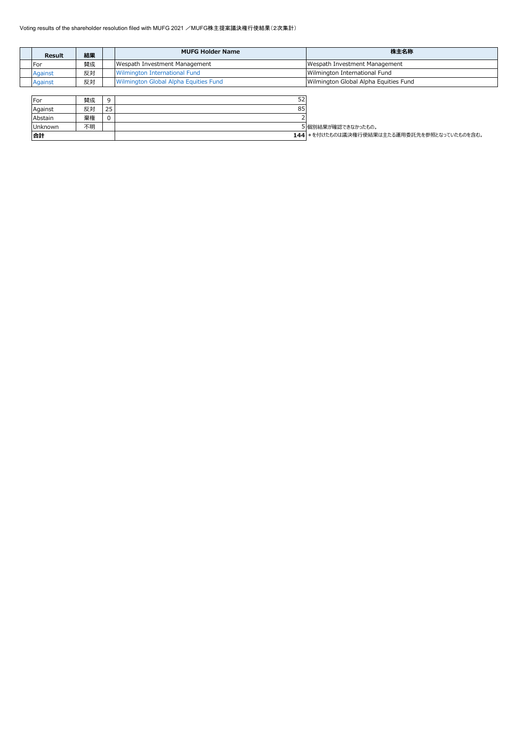Voting results of the shareholder resolution filed with MUFG 2021 ／MUFG株主提案議決権行使結果（2次集計）

| | Result | 結果 | | MUFG Holder Name | 株主名称 |
|---|---|---|---|---|---|
| | For | 賛成 | | Wespath Investment Management | Wespath Investment Management |
| | Against | 反対 | | Wilmington International Fund | Wilmington International Fund |
| | Against | 反対 | | Wilmington Global Alpha Equities Fund | Wilmington Global Alpha Equities Fund |

| | | | | |
|---|---|---|---|---|
| For | 賛成 | 9 | 52 | |
| Against | 反対 | 25 | 85 | |
| Abstain | 棄権 | 0 | 2 | |
| Unknown | 不明 | | 5 | 個別結果が確認できなかったもの。 |
| **合計** | | | **144** | ＊を付けたものは議決権行使結果は主たる運用委託先を参照となっていたものを含む。 |